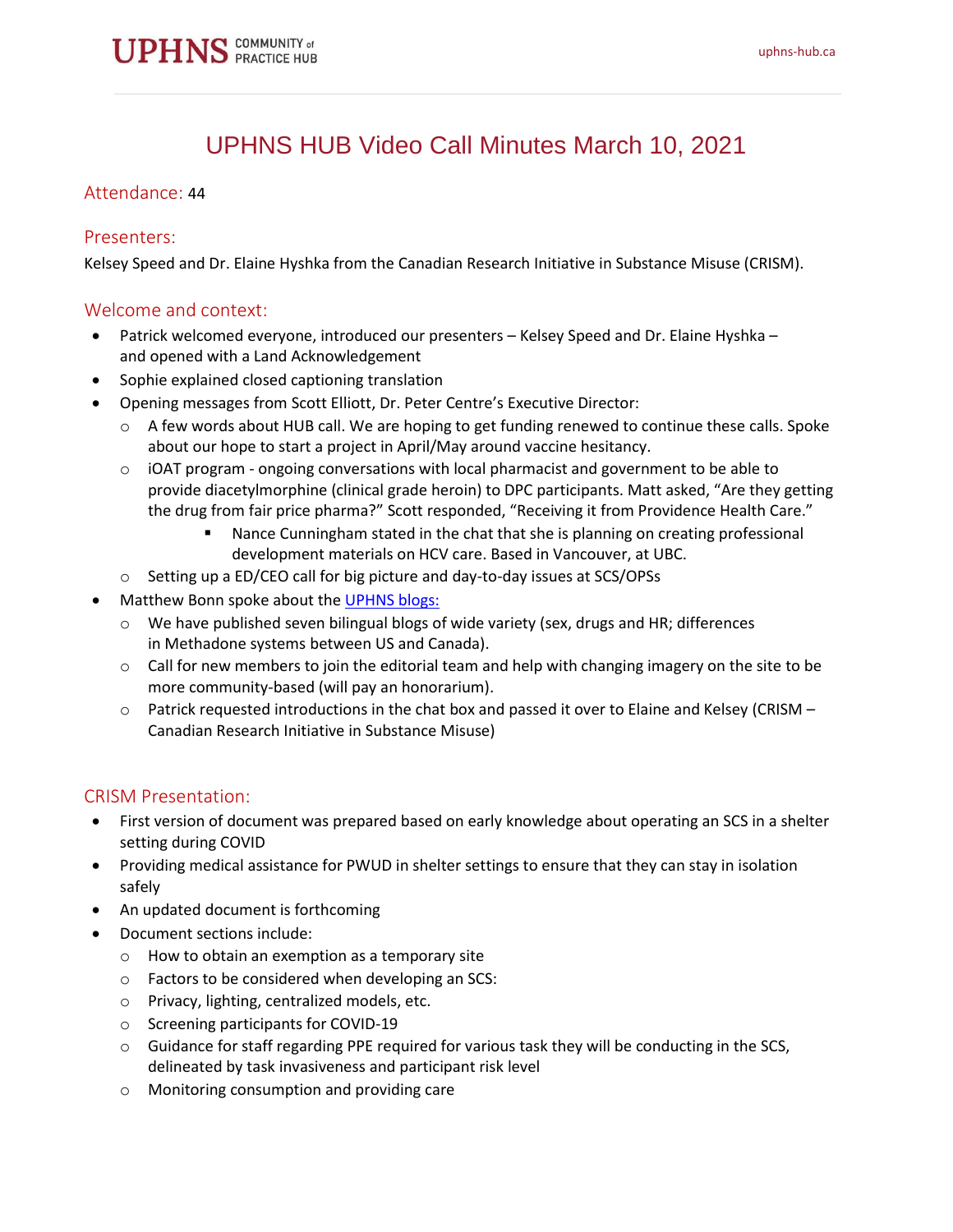# UPHNS HUB Video Call Minutes March 10, 2021

## Attendance: 44

## Presenters:

Kelsey Speed and Dr. Elaine Hyshka from the Canadian Research Initiative in Substance Misuse (CRISM).

## Welcome and context:

- Patrick welcomed everyone, introduced our presenters – Kelsey Speed and Dr. Elaine Hyshka – and opened with a Land Acknowledgement
- Sophie explained closed captioning translation
- Opening messages from Scott Elliott, Dr. Peter Centre's Executive Director:
  - A few words about HUB call. We are hoping to get funding renewed to continue these calls. Spoke about our hope to start a project in April/May around vaccine hesitancy.
  - iOAT program - ongoing conversations with local pharmacist and government to be able to provide diacetylmorphine (clinical grade heroin) to DPC participants. Matt asked, "Are they getting the drug from fair price pharma?" Scott responded, "Receiving it from Providence Health Care."
    - Nance Cunningham stated in the chat that she is planning on creating professional development materials on HCV care. Based in Vancouver, at UBC.
  - Setting up a ED/CEO call for big picture and day-to-day issues at SCS/OPSs
- Matthew Bonn spoke about the [UPHNS blogs:](#)
  - We have published seven bilingual blogs of wide variety (sex, drugs and HR; differences in Methadone systems between US and Canada).
  - Call for new members to join the editorial team and help with changing imagery on the site to be more community-based (will pay an honorarium).
  - Patrick requested introductions in the chat box and passed it over to Elaine and Kelsey (CRISM – Canadian Research Initiative in Substance Misuse)

## CRISM Presentation:

- First version of document was prepared based on early knowledge about operating an SCS in a shelter setting during COVID
- Providing medical assistance for PWUD in shelter settings to ensure that they can stay in isolation safely
- An updated document is forthcoming
- Document sections include:
  - How to obtain an exemption as a temporary site
  - Factors to be considered when developing an SCS:
  - Privacy, lighting, centralized models, etc.
  - Screening participants for COVID-19
  - Guidance for staff regarding PPE required for various task they will be conducting in the SCS, delineated by task invasiveness and participant risk level
  - Monitoring consumption and providing care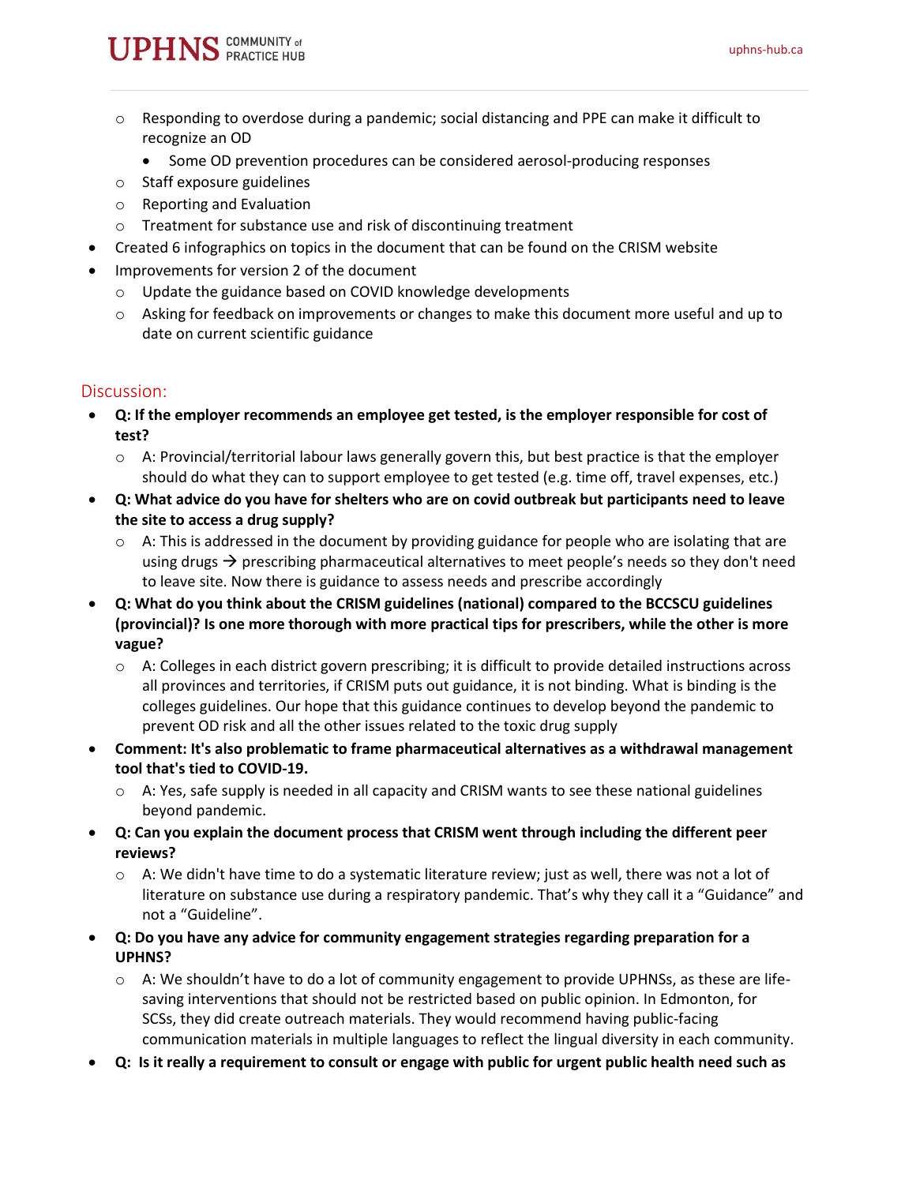- Responding to overdose during a pandemic; social distancing and PPE can make it difficult to recognize an OD
    - Some OD prevention procedures can be considered aerosol-producing responses
  - Staff exposure guidelines
  - Reporting and Evaluation
  - Treatment for substance use and risk of discontinuing treatment
- Created 6 infographics on topics in the document that can be found on the CRISM website
- Improvements for version 2 of the document
  - Update the guidance based on COVID knowledge developments
  - Asking for feedback on improvements or changes to make this document more useful and up to date on current scientific guidance

## Discussion:

- **Q: If the employer recommends an employee get tested, is the employer responsible for cost of test?**
  - A: Provincial/territorial labour laws generally govern this, but best practice is that the employer should do what they can to support employee to get tested (e.g. time off, travel expenses, etc.)
- **Q: What advice do you have for shelters who are on covid outbreak but participants need to leave the site to access a drug supply?**
  - A: This is addressed in the document by providing guidance for people who are isolating that are using drugs → prescribing pharmaceutical alternatives to meet people's needs so they don't need to leave site. Now there is guidance to assess needs and prescribe accordingly
- **Q: What do you think about the CRISM guidelines (national) compared to the BCCSCU guidelines (provincial)? Is one more thorough with more practical tips for prescribers, while the other is more vague?**
  - A: Colleges in each district govern prescribing; it is difficult to provide detailed instructions across all provinces and territories, if CRISM puts out guidance, it is not binding. What is binding is the colleges guidelines. Our hope that this guidance continues to develop beyond the pandemic to prevent OD risk and all the other issues related to the toxic drug supply
- **Comment: It's also problematic to frame pharmaceutical alternatives as a withdrawal management tool that's tied to COVID-19.**
  - A: Yes, safe supply is needed in all capacity and CRISM wants to see these national guidelines beyond pandemic.
- **Q: Can you explain the document process that CRISM went through including the different peer reviews?**
  - A: We didn't have time to do a systematic literature review; just as well, there was not a lot of literature on substance use during a respiratory pandemic. That's why they call it a "Guidance" and not a "Guideline".
- **Q: Do you have any advice for community engagement strategies regarding preparation for a UPHNS?**
  - A: We shouldn't have to do a lot of community engagement to provide UPHNSs, as these are life-saving interventions that should not be restricted based on public opinion. In Edmonton, for SCSs, they did create outreach materials. They would recommend having public-facing communication materials in multiple languages to reflect the lingual diversity in each community.
- **Q: Is it really a requirement to consult or engage with public for urgent public health need such as**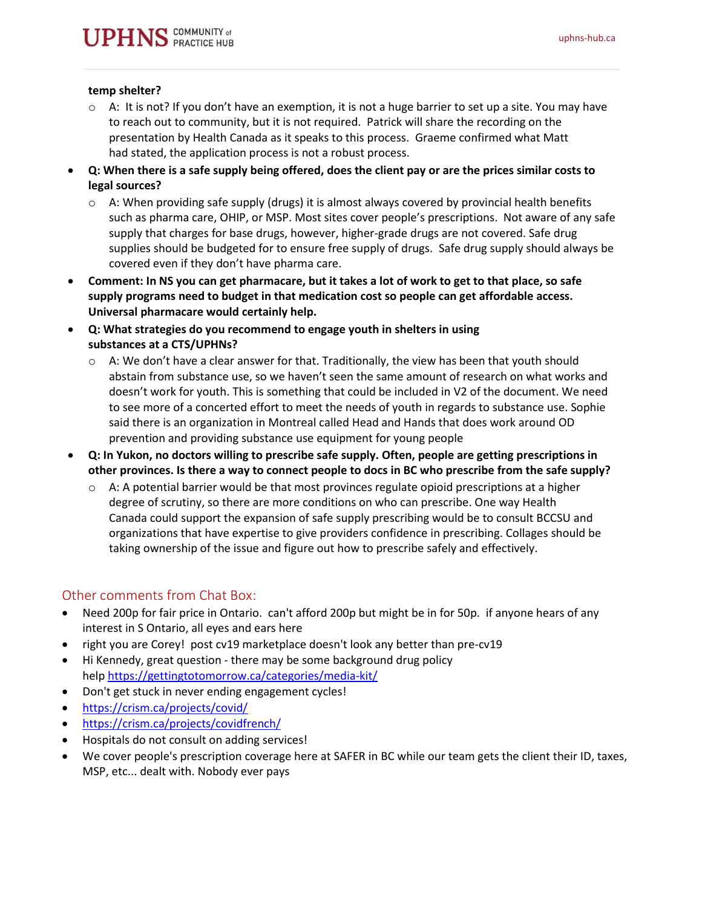**temp shelter?**

- A: It is not? If you don't have an exemption, it is not a huge barrier to set up a site. You may have to reach out to community, but it is not required. Patrick will share the recording on the presentation by Health Canada as it speaks to this process. Graeme confirmed what Matt had stated, the application process is not a robust process.

- **Q: When there is a safe supply being offered, does the client pay or are the prices similar costs to legal sources?**
  - A: When providing safe supply (drugs) it is almost always covered by provincial health benefits such as pharma care, OHIP, or MSP. Most sites cover people's prescriptions. Not aware of any safe supply that charges for base drugs, however, higher-grade drugs are not covered. Safe drug supplies should be budgeted for to ensure free supply of drugs. Safe drug supply should always be covered even if they don't have pharma care.
- **Comment: In NS you can get pharmacare, but it takes a lot of work to get to that place, so safe supply programs need to budget in that medication cost so people can get affordable access. Universal pharmacare would certainly help.**
- **Q: What strategies do you recommend to engage youth in shelters in using substances at a CTS/UPHNs?**
  - A: We don't have a clear answer for that. Traditionally, the view has been that youth should abstain from substance use, so we haven't seen the same amount of research on what works and doesn't work for youth. This is something that could be included in V2 of the document. We need to see more of a concerted effort to meet the needs of youth in regards to substance use. Sophie said there is an organization in Montreal called Head and Hands that does work around OD prevention and providing substance use equipment for young people
- **Q: In Yukon, no doctors willing to prescribe safe supply. Often, people are getting prescriptions in other provinces. Is there a way to connect people to docs in BC who prescribe from the safe supply?**
  - A: A potential barrier would be that most provinces regulate opioid prescriptions at a higher degree of scrutiny, so there are more conditions on who can prescribe. One way Health Canada could support the expansion of safe supply prescribing would be to consult BCCSU and organizations that have expertise to give providers confidence in prescribing. Collages should be taking ownership of the issue and figure out how to prescribe safely and effectively.

## Other comments from Chat Box:

- Need 200p for fair price in Ontario. can't afford 200p but might be in for 50p. if anyone hears of any interest in S Ontario, all eyes and ears here
- right you are Corey! post cv19 marketplace doesn't look any better than pre-cv19
- Hi Kennedy, great question - there may be some background drug policy help https://gettingtotomorrow.ca/categories/media-kit/
- Don't get stuck in never ending engagement cycles!
- https://crism.ca/projects/covid/
- https://crism.ca/projects/covidfrench/
- Hospitals do not consult on adding services!
- We cover people's prescription coverage here at SAFER in BC while our team gets the client their ID, taxes, MSP, etc... dealt with. Nobody ever pays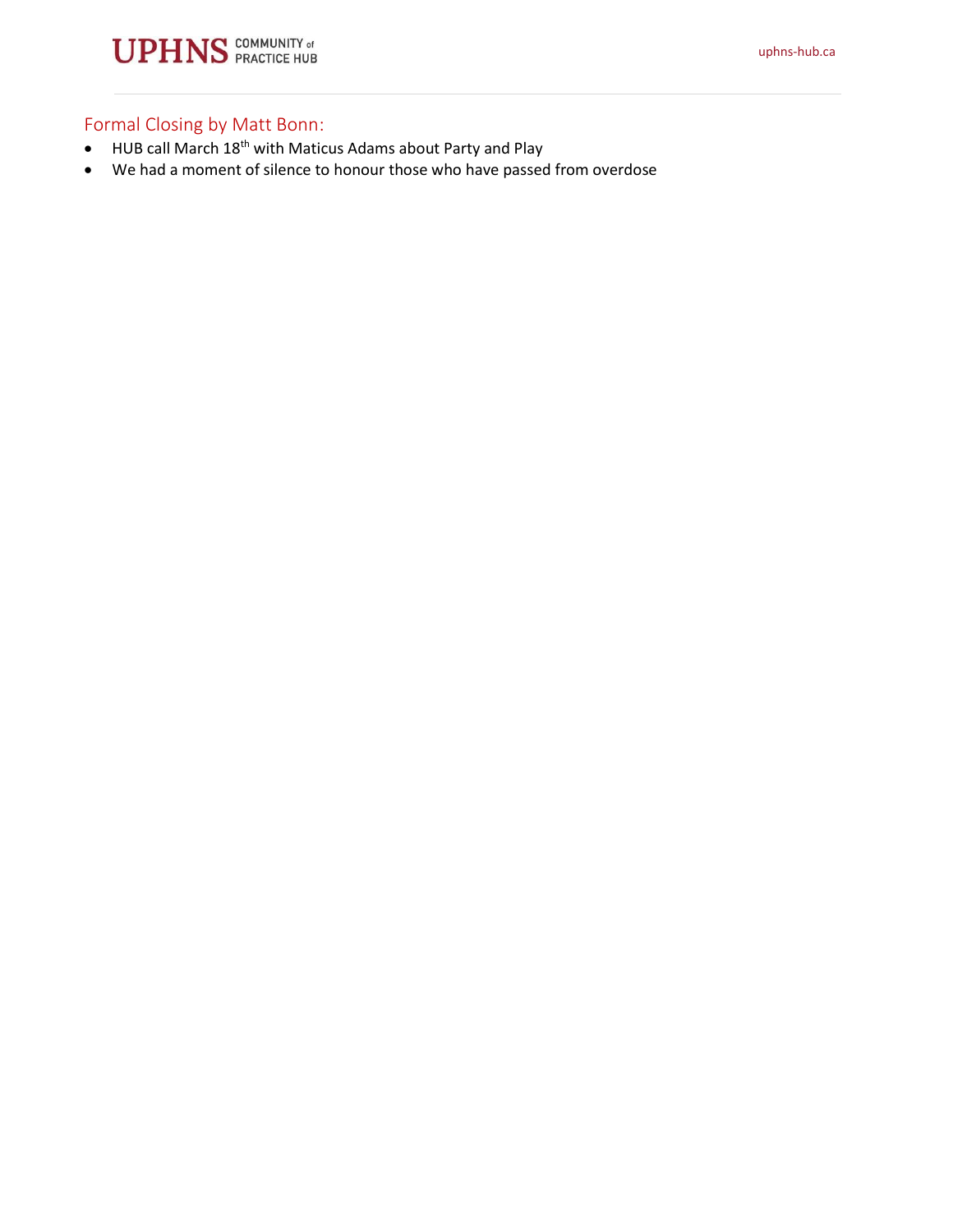## Formal Closing by Matt Bonn:

- HUB call March 18th with Maticus Adams about Party and Play
- We had a moment of silence to honour those who have passed from overdose